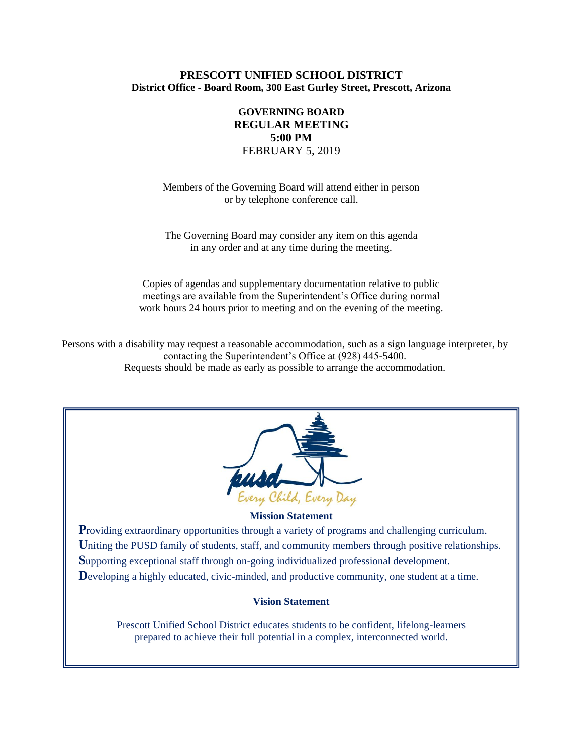**PRESCOTT UNIFIED SCHOOL DISTRICT**
**District Office - Board Room, 300 East Gurley Street, Prescott, Arizona**

**GOVERNING BOARD**
**REGULAR MEETING**
**5:00 PM**
FEBRUARY 5, 2019

Members of the Governing Board will attend either in person or by telephone conference call.

The Governing Board may consider any item on this agenda in any order and at any time during the meeting.

Copies of agendas and supplementary documentation relative to public meetings are available from the Superintendent's Office during normal work hours 24 hours prior to meeting and on the evening of the meeting.

Persons with a disability may request a reasonable accommodation, such as a sign language interpreter, by contacting the Superintendent's Office at (928) 445-5400. Requests should be made as early as possible to arrange the accommodation.

pusd

*Every Child, Every Day*

**Mission Statement**

**P**roviding extraordinary opportunities through a variety of programs and challenging curriculum.
**U**niting the PUSD family of students, staff, and community members through positive relationships.
**S**upporting exceptional staff through on-going individualized professional development.
**D**eveloping a highly educated, civic-minded, and productive community, one student at a time.

**Vision Statement**

Prescott Unified School District educates students to be confident, lifelong-learners prepared to achieve their full potential in a complex, interconnected world.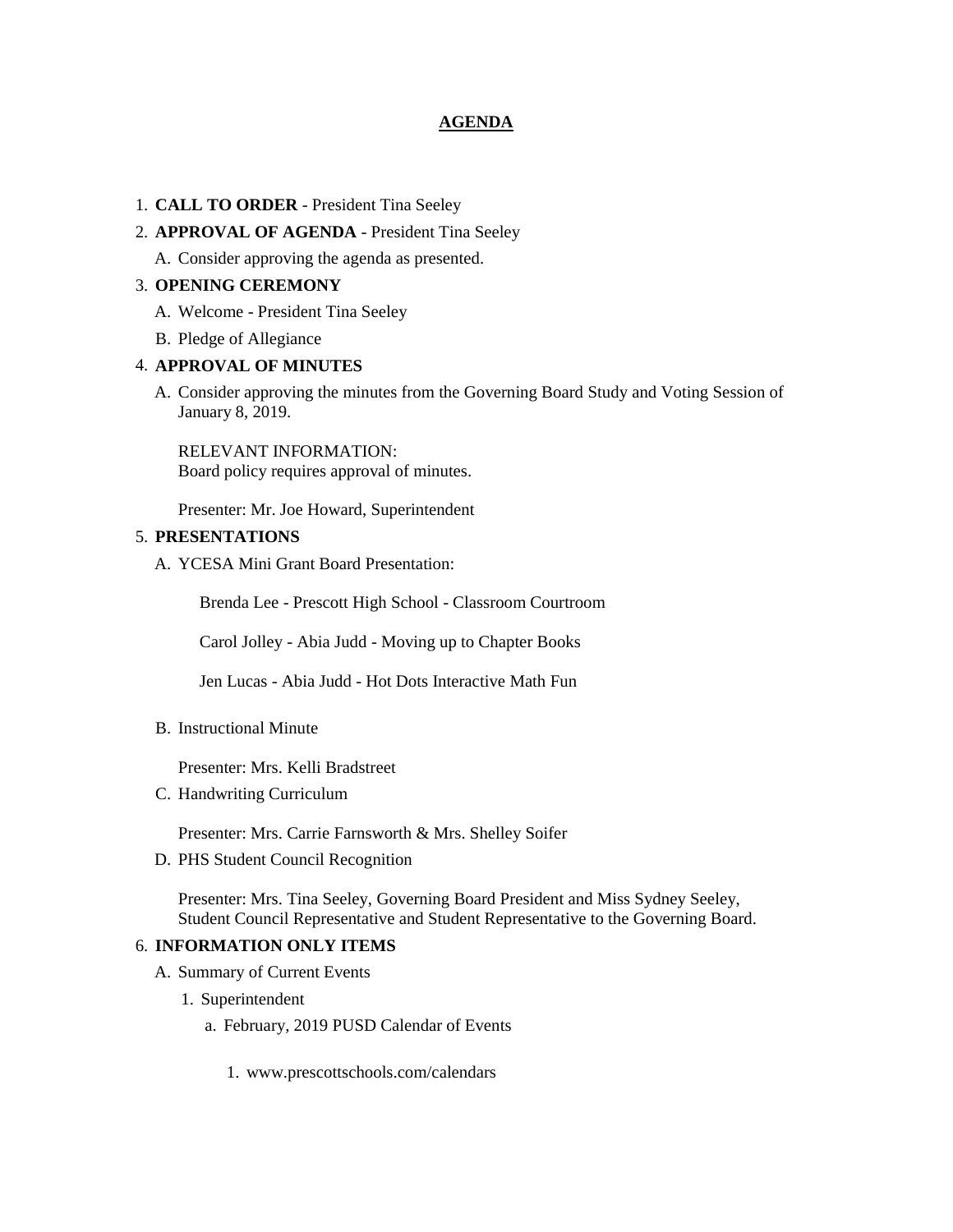# AGENDA

1. **CALL TO ORDER** - President Tina Seeley
2. **APPROVAL OF AGENDA** - President Tina Seeley
   A. Consider approving the agenda as presented.
3. **OPENING CEREMONY**
   A. Welcome - President Tina Seeley
   B. Pledge of Allegiance
4. **APPROVAL OF MINUTES**
   A. Consider approving the minutes from the Governing Board Study and Voting Session of January 8, 2019.

      RELEVANT INFORMATION:
      Board policy requires approval of minutes.

      Presenter: Mr. Joe Howard, Superintendent
5. **PRESENTATIONS**
   A. YCESA Mini Grant Board Presentation:

      Brenda Lee - Prescott High School - Classroom Courtroom

      Carol Jolley - Abia Judd - Moving up to Chapter Books

      Jen Lucas - Abia Judd - Hot Dots Interactive Math Fun

   B. Instructional Minute

      Presenter: Mrs. Kelli Bradstreet
   C. Handwriting Curriculum

      Presenter: Mrs. Carrie Farnsworth & Mrs. Shelley Soifer
   D. PHS Student Council Recognition

      Presenter: Mrs. Tina Seeley, Governing Board President and Miss Sydney Seeley, Student Council Representative and Student Representative to the Governing Board.
6. **INFORMATION ONLY ITEMS**
   A. Summary of Current Events
      1. Superintendent
         a. February, 2019 PUSD Calendar of Events

            1. www.prescottschools.com/calendars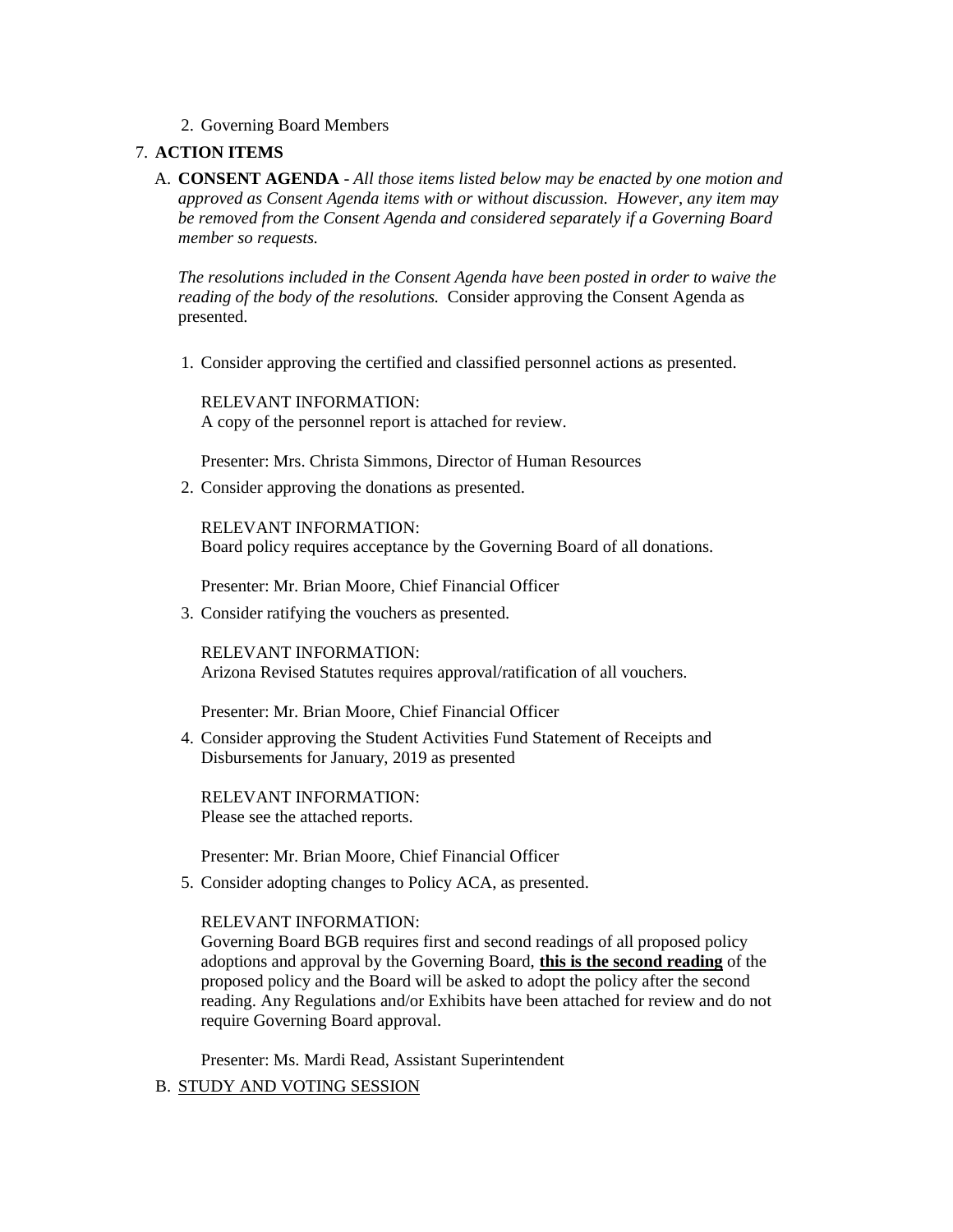2. Governing Board Members

7. **ACTION ITEMS**

   A. **CONSENT AGENDA** - *All those items listed below may be enacted by one motion and approved as Consent Agenda items with or without discussion. However, any item may be removed from the Consent Agenda and considered separately if a Governing Board member so requests.*

   *The resolutions included in the Consent Agenda have been posted in order to waive the reading of the body of the resolutions.* Consider approving the Consent Agenda as presented.

   1. Consider approving the certified and classified personnel actions as presented.

      RELEVANT INFORMATION:
      A copy of the personnel report is attached for review.

      Presenter: Mrs. Christa Simmons, Director of Human Resources

   2. Consider approving the donations as presented.

      RELEVANT INFORMATION:
      Board policy requires acceptance by the Governing Board of all donations.

      Presenter: Mr. Brian Moore, Chief Financial Officer

   3. Consider ratifying the vouchers as presented.

      RELEVANT INFORMATION:
      Arizona Revised Statutes requires approval/ratification of all vouchers.

      Presenter: Mr. Brian Moore, Chief Financial Officer

   4. Consider approving the Student Activities Fund Statement of Receipts and Disbursements for January, 2019 as presented

      RELEVANT INFORMATION:
      Please see the attached reports.

      Presenter: Mr. Brian Moore, Chief Financial Officer

   5. Consider adopting changes to Policy ACA, as presented.

      RELEVANT INFORMATION:
      Governing Board BGB requires first and second readings of all proposed policy adoptions and approval by the Governing Board, **this is the second reading** of the proposed policy and the Board will be asked to adopt the policy after the second reading. Any Regulations and/or Exhibits have been attached for review and do not require Governing Board approval.

      Presenter: Ms. Mardi Read, Assistant Superintendent

   B. STUDY AND VOTING SESSION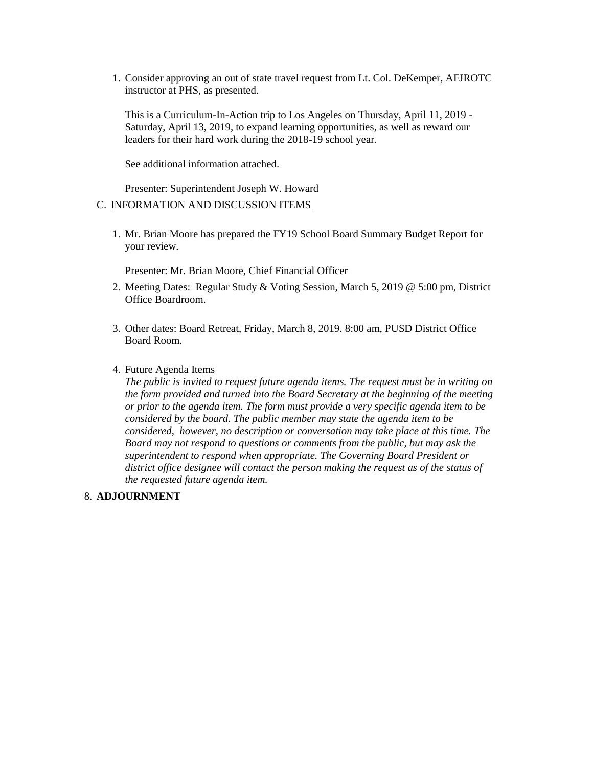1. Consider approving an out of state travel request from Lt. Col. DeKemper, AFJROTC instructor at PHS, as presented.

   This is a Curriculum-In-Action trip to Los Angeles on Thursday, April 11, 2019 - Saturday, April 13, 2019, to expand learning opportunities, as well as reward our leaders for their hard work during the 2018-19 school year.

   See additional information attached.

   Presenter: Superintendent Joseph W. Howard

C. INFORMATION AND DISCUSSION ITEMS

1. Mr. Brian Moore has prepared the FY19 School Board Summary Budget Report for your review.

   Presenter: Mr. Brian Moore, Chief Financial Officer

2. Meeting Dates: Regular Study & Voting Session, March 5, 2019 @ 5:00 pm, District Office Boardroom.

3. Other dates: Board Retreat, Friday, March 8, 2019. 8:00 am, PUSD District Office Board Room.

4. Future Agenda Items
   *The public is invited to request future agenda items. The request must be in writing on the form provided and turned into the Board Secretary at the beginning of the meeting or prior to the agenda item. The form must provide a very specific agenda item to be considered by the board. The public member may state the agenda item to be considered, however, no description or conversation may take place at this time. The Board may not respond to questions or comments from the public, but may ask the superintendent to respond when appropriate. The Governing Board President or district office designee will contact the person making the request as of the status of the requested future agenda item.*

8. **ADJOURNMENT**